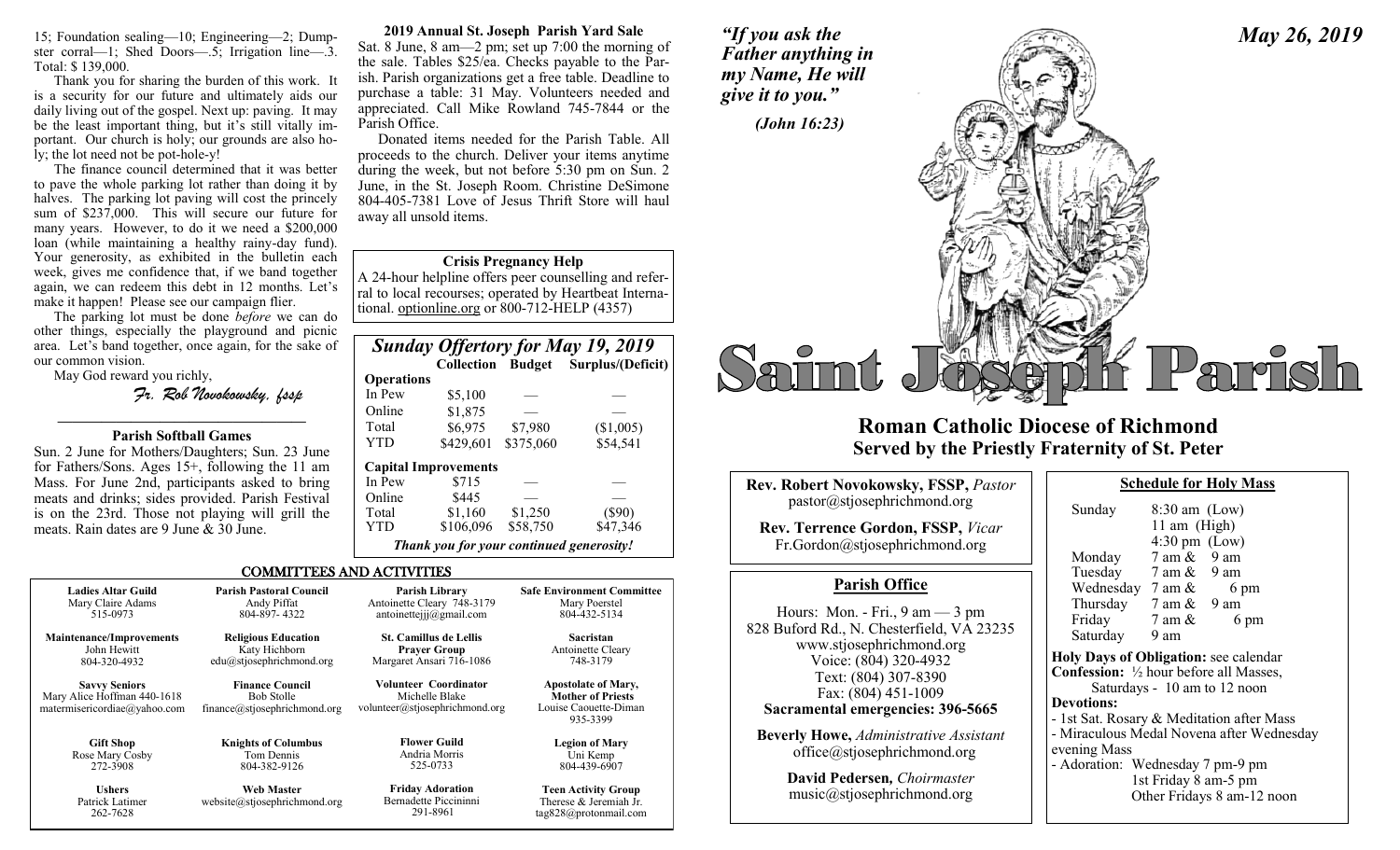15; Foundation sealing—10; Engineering—2; Dumpster corral—1; Shed Doors—.5; Irrigation line—.3. Total: $ 139,000.

Thank you for sharing the burden of this work. It is a security for our future and ultimately aids our daily living out of the gospel. Next up: paving. It may be the least important thing, but it's still vitally important. Our church is holy; our grounds are also holy; the lot need not be pot-hole-y!

The finance council determined that it was better to pave the whole parking lot rather than doing it by halves. The parking lot paving will cost the princely sum of $237,000. This will secure our future for many years. However, to do it we need a $200,000 loan (while maintaining a healthy rainy-day fund). Your generosity, as exhibited in the bulletin each week, gives me confidence that, if we band together again, we can redeem this debt in 12 months. Let's make it happen! Please see our campaign flier.

The parking lot must be done *before* we can do other things, especially the playground and picnic area. Let's band together, once again, for the sake of our common vision.

May God reward you richly,

*Fr. Rob Novokowsky, fssp*

---

### Parish Softball Games

Sun. 2 June for Mothers/Daughters; Sun. 23 June for Fathers/Sons. Ages 15+, following the 11 am Mass. For June 2nd, participants asked to bring meats and drinks; sides provided. Parish Festival is on the 23rd. Those not playing will grill the meats. Rain dates are 9 June & 30 June.

### 2019 Annual St. Joseph Parish Yard Sale

Sat. 8 June, 8 am—2 pm; set up 7:00 the morning of the sale. Tables $25/ea. Checks payable to the Parish. Parish organizations get a free table. Deadline to purchase a table: 31 May. Volunteers needed and appreciated. Call Mike Rowland 745-7844 or the Parish Office.

Donated items needed for the Parish Table. All proceeds to the church. Deliver your items anytime during the week, but not before 5:30 pm on Sun. 2 June, in the St. Joseph Room. Christine DeSimone 804-405-7381 Love of Jesus Thrift Store will haul away all unsold items.

### Crisis Pregnancy Help

A 24-hour helpline offers peer counselling and referral to local recourses; operated by Heartbeat International. optionline.org or 800-712-HELP (4357)

### *Sunday Offertory for May 19, 2019*

| | Collection | Budget | Surplus/(Deficit) |
|---|---|---|---|
| **Operations** | | | |
| In Pew | $5,100 | — | — |
| Online | $1,875 | — | — |
| Total | $6,975 | $7,980 | ($1,005) |
| YTD | $429,601 | $375,060 | $54,541 |
| **Capital Improvements** | | | |
| In Pew | $715 | — | — |
| Online | $445 | — | — |
| Total | $1,160 | $1,250 | ($90) |
| YTD | $106,096 | $58,750 | $47,346 |

***Thank you for your continued generosity!***

## COMMITTEES AND ACTIVITIES

| | | | |
|---|---|---|---|
| **Ladies Altar Guild**<br>Mary Claire Adams<br>515-0973 | **Parish Pastoral Council**<br>Andy Piffat<br>804-897- 4322 | **Parish Library**<br>Antoinette Cleary 748-3179<br>antoinettejjj@gmail.com | **Safe Environment Committee**<br>Mary Poerstel<br>804-432-5134 |
| **Maintenance/Improvements**<br>John Hewitt<br>804-320-4932 | **Religious Education**<br>Katy Hichborn<br>edu@stjosephrichmond.org | **St. Camillus de Lellis Prayer Group**<br>Margaret Ansari 716-1086 | **Sacristan**<br>Antoinette Cleary<br>748-3179 |
| **Savvy Seniors**<br>Mary Alice Hoffman 440-1618<br>matermisericordiae@yahoo.com | **Finance Council**<br>Bob Stolle<br>finance@stjosephrichmond.org | **Volunteer Coordinator**<br>Michelle Blake<br>volunteer@stjosephrichmond.org | **Apostolate of Mary, Mother of Priests**<br>Louise Caouette-Diman<br>935-3399 |
| **Gift Shop**<br>Rose Mary Cosby<br>272-3908 | **Knights of Columbus**<br>Tom Dennis<br>804-382-9126 | **Flower Guild**<br>Andria Morris<br>525-0733 | **Legion of Mary**<br>Uni Kemp<br>804-439-6907 |
| **Ushers**<br>Patrick Latimer<br>262-7628 | **Web Master**<br>website@stjosephrichmond.org | **Friday Adoration**<br>Bernadette Piccininni<br>291-8961 | **Teen Activity Group**<br>Therese & Jeremiah Jr.<br>tag828@protonmail.com |

*"If you ask the Father anything in my Name, He will give it to you."*

*(John 16:23)*

*May 26, 2019*

# Saint Joseph Parish

## Roman Catholic Diocese of Richmond
## Served by the Priestly Fraternity of St. Peter

**Rev. Robert Novokowsky, FSSP,** *Pastor*
pastor@stjosephrichmond.org

**Rev. Terrence Gordon, FSSP,** *Vicar*
Fr.Gordon@stjosephrichmond.org

### Parish Office

Hours: Mon. - Fri., 9 am — 3 pm
828 Buford Rd., N. Chesterfield, VA 23235
www.stjosephrichmond.org
Voice: (804) 320-4932
Text: (804) 307-8390
Fax: (804) 451-1009
**Sacramental emergencies: 396-5665**

**Beverly Howe,** *Administrative Assistant*
office@stjosephrichmond.org

**David Pedersen,** *Choirmaster*
music@stjosephrichmond.org

### Schedule for Holy Mass

| | |
|---|---|
| Sunday | 8:30 am (Low)<br>11 am (High)<br>4:30 pm (Low) |
| Monday | 7 am & 9 am |
| Tuesday | 7 am & 9 am |
| Wednesday | 7 am & 6 pm |
| Thursday | 7 am & 9 am |
| Friday | 7 am & 6 pm |
| Saturday | 9 am |

**Holy Days of Obligation:** see calendar
**Confession:** ½ hour before all Masses, Saturdays - 10 am to 12 noon
**Devotions:**
- 1st Sat. Rosary & Meditation after Mass
- Miraculous Medal Novena after Wednesday evening Mass
- Adoration: Wednesday 7 pm-9 pm
  1st Friday 8 am-5 pm
  Other Fridays 8 am-12 noon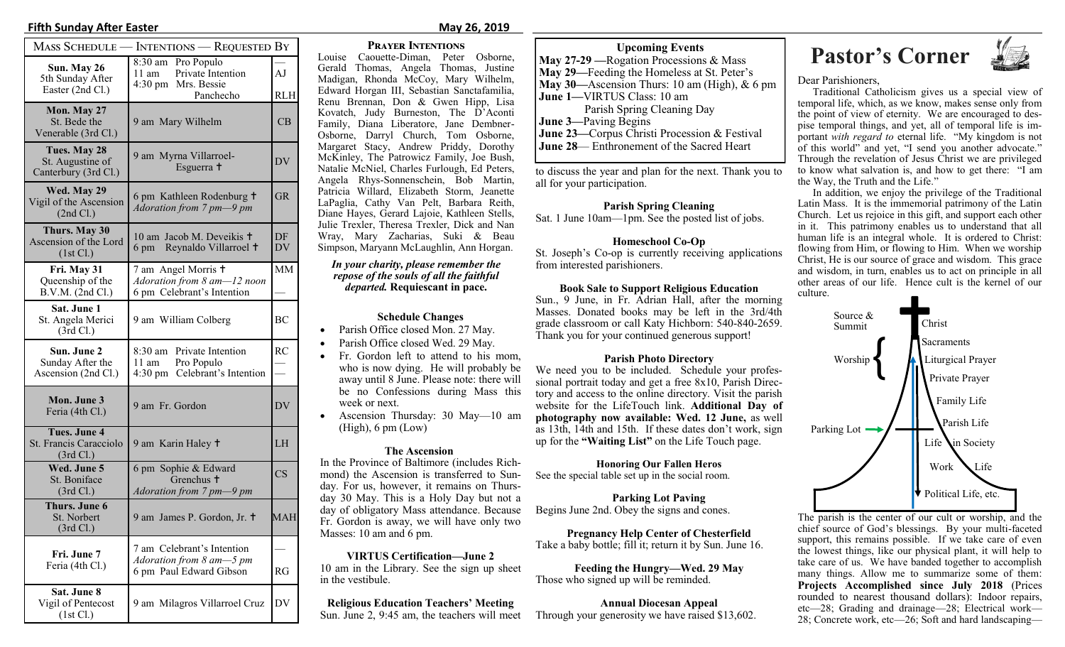| Mass Schedule — Intentions — Requested By | | |
|---|---|---|
| **Sun. May 26** 5th Sunday After Easter (2nd Cl.) | 8:30 am Pro Populo<br>11 am Private Intention<br>4:30 pm Mrs. Bessie Panchecho | —<br>AJ<br>RLH |
| **Mon. May 27** St. Bede the Venerable (3rd Cl.) | 9 am Mary Wilhelm | CB |
| **Tues. May 28** St. Augustine of Canterbury (3rd Cl.) | 9 am Myrna Villarroel-Esguerra ✝ | DV |
| **Wed. May 29** Vigil of the Ascension (2nd Cl.) | 6 pm Kathleen Rodenburg ✝<br>*Adoration from 7 pm—9 pm* | GR |
| **Thurs. May 30** Ascension of the Lord (1st Cl.) | 10 am Jacob M. Deveikis ✝<br>6 pm Reynaldo Villarroel ✝ | DF<br>DV |
| **Fri. May 31** Queenship of the B.V.M. (2nd Cl.) | 7 am Angel Morris ✝<br>*Adoration from 8 am—12 noon*<br>6 pm Celebrant's Intention | MM<br><br>— |
| **Sat. June 1** St. Angela Merici (3rd Cl.) | 9 am William Colberg | BC |
| **Sun. June 2** Sunday After the Ascension (2nd Cl.) | 8:30 am Private Intention<br>11 am Pro Populo<br>4:30 pm Celebrant's Intention | RC<br>—<br>— |
| **Mon. June 3** Feria (4th Cl.) | 9 am Fr. Gordon | DV |
| **Tues. June 4** St. Francis Caracciolo (3rd Cl.) | 9 am Karin Haley ✝ | LH |
| **Wed. June 5** St. Boniface (3rd Cl.) | 6 pm Sophie & Edward Grenchus ✝<br>*Adoration from 7 pm—9 pm* | CS |
| **Thurs. June 6** St. Norbert (3rd Cl.) | 9 am James P. Gordon, Jr. ✝ | MAH |
| **Fri. June 7** Feria (4th Cl.) | 7 am Celebrant's Intention<br>*Adoration from 8 am—5 pm*<br>6 pm Paul Edward Gibson | —<br><br>RG |
| **Sat. June 8** Vigil of Pentecost (1st Cl.) | 9 am Milagros Villarroel Cruz | DV |

## Prayer Intentions

Louise Caouette-Diman, Peter Osborne, Gerald Thomas, Angela Thomas, Justine Madigan, Rhonda McCoy, Mary Wilhelm, Edward Horgan III, Sebastian Sanctafamilia, Renu Brennan, Don & Gwen Hipp, Lisa Kovatch, Judy Burneston, The D'Aconti Family, Diana Liberatore, Jane Dembner-Osborne, Darryl Church, Tom Osborne, Margaret Stacy, Andrew Priddy, Dorothy McKinley, The Patrowicz Family, Joe Bush, Natalie McNiel, Charles Furlough, Ed Peters, Angela Rhys-Sonnenschein, Bob Martin, Patricia Willard, Elizabeth Storm, Jeanette LaPaglia, Cathy Van Pelt, Barbara Reith, Diane Hayes, Gerard Lajoie, Kathleen Stells, Julie Trexler, Theresa Trexler, Dick and Nan Wray, Mary Zacharias, Suki & Beau Simpson, Maryann McLaughlin, Ann Horgan.

***In your charity, please remember the repose of the souls of all the faithful departed.* Requiescant in pace.**

### Schedule Changes

- Parish Office closed Mon. 27 May.
- Parish Office closed Wed. 29 May.
- Fr. Gordon left to attend to his mom, who is now dying. He will probably be away until 8 June. Please note: there will be no Confessions during Mass this week or next.
- Ascension Thursday: 30 May—10 am (High), 6 pm (Low)

### The Ascension

In the Province of Baltimore (includes Richmond) the Ascension is transferred to Sunday. For us, however, it remains on Thursday 30 May. This is a Holy Day but not a day of obligatory Mass attendance. Because Fr. Gordon is away, we will have only two Masses: 10 am and 6 pm.

### VIRTUS Certification—June 2

10 am in the Library. See the sign up sheet in the vestibule.

### Religious Education Teachers' Meeting

Sun. June 2, 9:45 am, the teachers will meet to discuss the year and plan for the next. Thank you to all for your participation.

### Upcoming Events

**May 27-29** —Rogation Processions & Mass
**May 29**—Feeding the Homeless at St. Peter's
**May 30**—Ascension Thurs: 10 am (High), & 6 pm
**June 1**—VIRTUS Class: 10 am
Parish Spring Cleaning Day
**June 3**—Paving Begins
**June 23**—Corpus Christi Procession & Festival
**June 28**— Enthronement of the Sacred Heart

### Parish Spring Cleaning

Sat. 1 June 10am—1pm. See the posted list of jobs.

### Homeschool Co-Op

St. Joseph's Co-op is currently receiving applications from interested parishioners.

### Book Sale to Support Religious Education

Sun., 9 June, in Fr. Adrian Hall, after the morning Masses. Donated books may be left in the 3rd/4th grade classroom or call Katy Hichborn: 540-840-2659. Thank you for your continued generous support!

### Parish Photo Directory

We need you to be included. Schedule your professional portrait today and get a free 8x10, Parish Directory and access to the online directory. Visit the parish website for the LifeTouch link. **Additional Day of photography now available: Wed. 12 June,** as well as 13th, 14th and 15th. If these dates don't work, sign up for the **"Waiting List"** on the Life Touch page.

### Honoring Our Fallen Heros

See the special table set up in the social room.

### Parking Lot Paving

Begins June 2nd. Obey the signs and cones.

### Pregnancy Help Center of Chesterfield

Take a baby bottle; fill it; return it by Sun. June 16.

### Feeding the Hungry—Wed. 29 May

Those who signed up will be reminded.

### Annual Diocesan Appeal

Through your generosity we have raised $13,602.

# Pastor's Corner

Dear Parishioners,

Traditional Catholicism gives us a special view of temporal life, which, as we know, makes sense only from the point of view of eternity. We are encouraged to despise temporal things, and yet, all of temporal life is important *with regard to* eternal life. "My kingdom is not of this world" and yet, "I send you another advocate." Through the revelation of Jesus Christ we are privileged to know what salvation is, and how to get there: "I am the Way, the Truth and the Life."

In addition, we enjoy the privilege of the Traditional Latin Mass. It is the immemorial patrimony of the Latin Church. Let us rejoice in this gift, and support each other in it. This patrimony enables us to understand that all human life is an integral whole. It is ordered to Christ: flowing from Him, or flowing to Him. When we worship Christ, He is our source of grace and wisdom. This grace and wisdom, in turn, enables us to act on principle in all other areas of our life. Hence cult is the kernel of our culture.

Source & Summit
Christ
Sacraments
Worship
Liturgical Prayer
Private Prayer
Family Life
Parish Life
Parking Lot
Life in Society
Work Life
Political Life, etc.

The parish is the center of our cult or worship, and the chief source of God's blessings. By your multi-faceted support, this remains possible. If we take care of even the lowest things, like our physical plant, it will help to take care of us. We have banded together to accomplish many things. Allow me to summarize some of them: **Projects Accomplished since July 2018** (Prices rounded to nearest thousand dollars): Indoor repairs, etc—28; Grading and drainage—28; Electrical work—28; Concrete work, etc—26; Soft and hard landscaping—